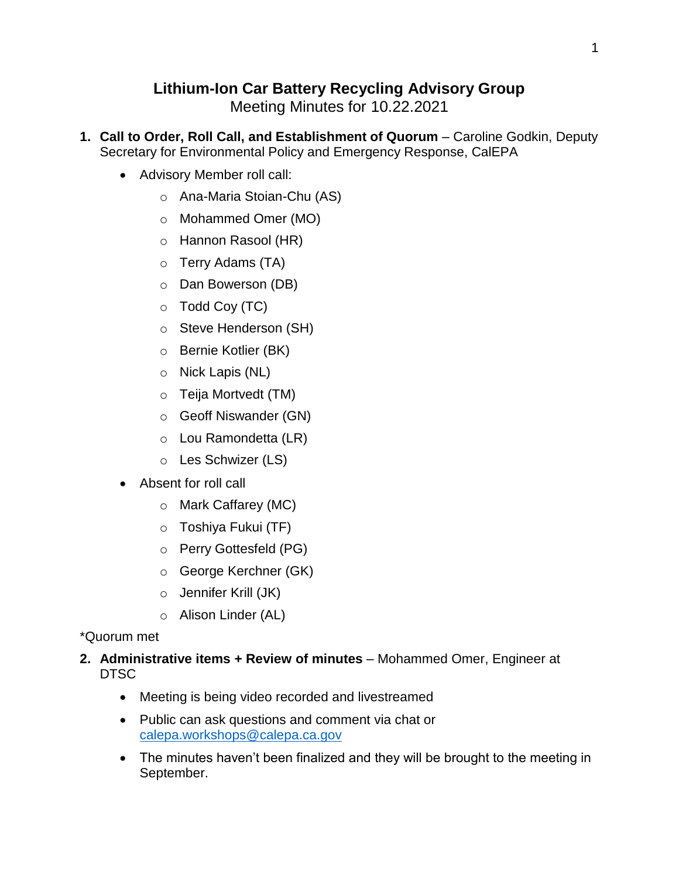# Lithium-Ion Car Battery Recycling Advisory Group

Meeting Minutes for 10.22.2021

1. **Call to Order, Roll Call, and Establishment of Quorum** – Caroline Godkin, Deputy Secretary for Environmental Policy and Emergency Response, CalEPA
   - Advisory Member roll call:
     - Ana-Maria Stoian-Chu (AS)
     - Mohammed Omer (MO)
     - Hannon Rasool (HR)
     - Terry Adams (TA)
     - Dan Bowerson (DB)
     - Todd Coy (TC)
     - Steve Henderson (SH)
     - Bernie Kotlier (BK)
     - Nick Lapis (NL)
     - Teija Mortvedt (TM)
     - Geoff Niswander (GN)
     - Lou Ramondetta (LR)
     - Les Schwizer (LS)
   - Absent for roll call
     - Mark Caffarey (MC)
     - Toshiya Fukui (TF)
     - Perry Gottesfeld (PG)
     - George Kerchner (GK)
     - Jennifer Krill (JK)
     - Alison Linder (AL)

*Quorum met

2. **Administrative items + Review of minutes** – Mohammed Omer, Engineer at DTSC
   - Meeting is being video recorded and livestreamed
   - Public can ask questions and comment via chat or calepa.workshops@calepa.ca.gov
   - The minutes haven't been finalized and they will be brought to the meeting in September.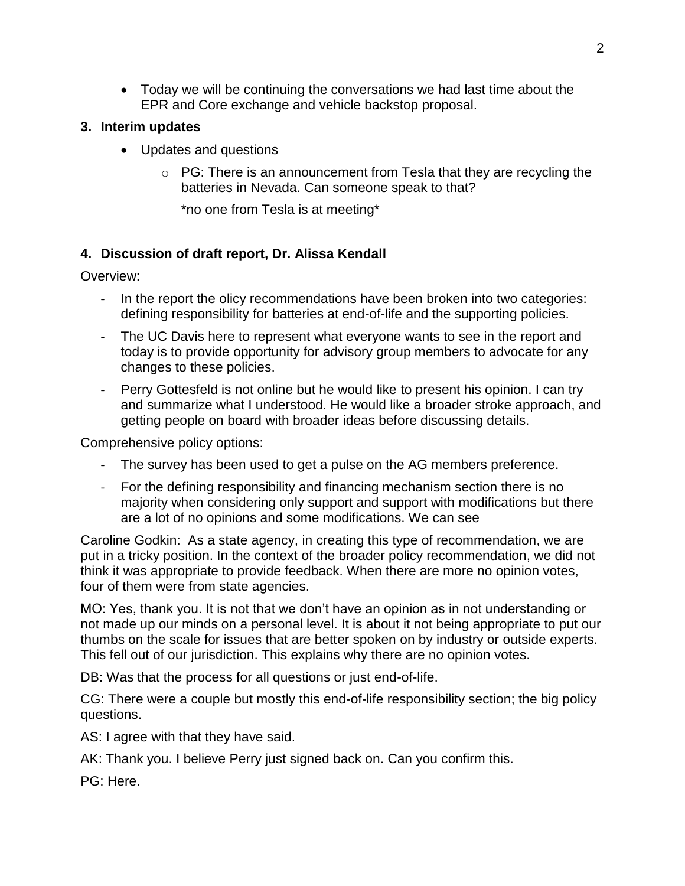- Today we will be continuing the conversations we had last time about the EPR and Core exchange and vehicle backstop proposal.

### 3. Interim updates

- Updates and questions
  - PG: There is an announcement from Tesla that they are recycling the batteries in Nevada. Can someone speak to that?

    *no one from Tesla is at meeting*

### 4. Discussion of draft report, Dr. Alissa Kendall

Overview:

- In the report the olicy recommendations have been broken into two categories: defining responsibility for batteries at end-of-life and the supporting policies.
- The UC Davis here to represent what everyone wants to see in the report and today is to provide opportunity for advisory group members to advocate for any changes to these policies.
- Perry Gottesfeld is not online but he would like to present his opinion. I can try and summarize what I understood. He would like a broader stroke approach, and getting people on board with broader ideas before discussing details.

Comprehensive policy options:

- The survey has been used to get a pulse on the AG members preference.
- For the defining responsibility and financing mechanism section there is no majority when considering only support and support with modifications but there are a lot of no opinions and some modifications. We can see

Caroline Godkin: As a state agency, in creating this type of recommendation, we are put in a tricky position. In the context of the broader policy recommendation, we did not think it was appropriate to provide feedback. When there are more no opinion votes, four of them were from state agencies.

MO: Yes, thank you. It is not that we don't have an opinion as in not understanding or not made up our minds on a personal level. It is about it not being appropriate to put our thumbs on the scale for issues that are better spoken on by industry or outside experts. This fell out of our jurisdiction. This explains why there are no opinion votes.

DB: Was that the process for all questions or just end-of-life.

CG: There were a couple but mostly this end-of-life responsibility section; the big policy questions.

AS: I agree with that they have said.

AK: Thank you. I believe Perry just signed back on. Can you confirm this.

PG: Here.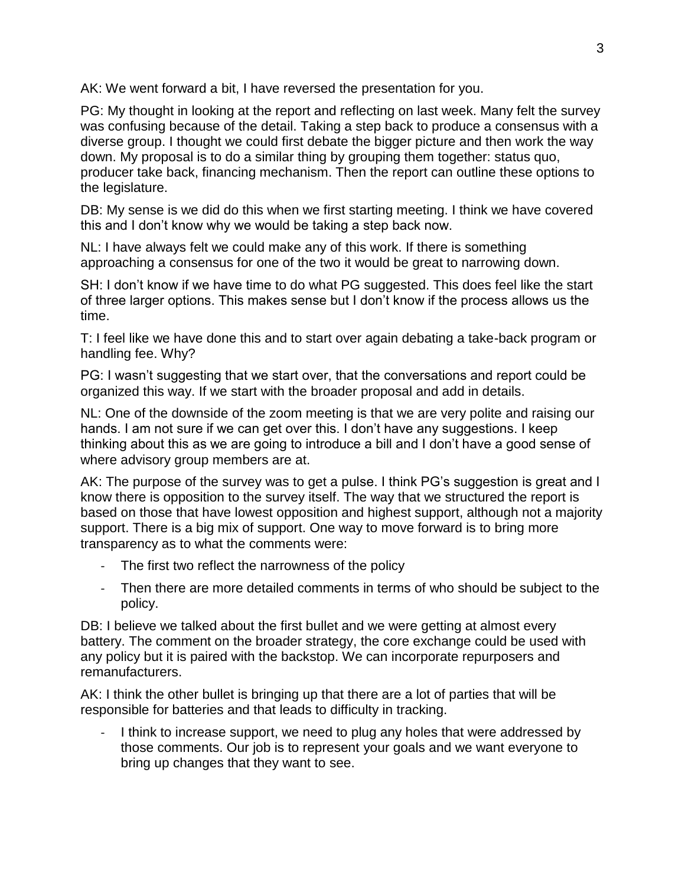AK: We went forward a bit, I have reversed the presentation for you.

PG: My thought in looking at the report and reflecting on last week. Many felt the survey was confusing because of the detail. Taking a step back to produce a consensus with a diverse group. I thought we could first debate the bigger picture and then work the way down. My proposal is to do a similar thing by grouping them together: status quo, producer take back, financing mechanism. Then the report can outline these options to the legislature.

DB: My sense is we did do this when we first starting meeting. I think we have covered this and I don't know why we would be taking a step back now.

NL: I have always felt we could make any of this work. If there is something approaching a consensus for one of the two it would be great to narrowing down.

SH: I don't know if we have time to do what PG suggested. This does feel like the start of three larger options. This makes sense but I don't know if the process allows us the time.

T: I feel like we have done this and to start over again debating a take-back program or handling fee. Why?

PG: I wasn't suggesting that we start over, that the conversations and report could be organized this way. If we start with the broader proposal and add in details.

NL: One of the downside of the zoom meeting is that we are very polite and raising our hands. I am not sure if we can get over this. I don't have any suggestions. I keep thinking about this as we are going to introduce a bill and I don't have a good sense of where advisory group members are at.

AK: The purpose of the survey was to get a pulse. I think PG's suggestion is great and I know there is opposition to the survey itself. The way that we structured the report is based on those that have lowest opposition and highest support, although not a majority support. There is a big mix of support. One way to move forward is to bring more transparency as to what the comments were:

- The first two reflect the narrowness of the policy
- Then there are more detailed comments in terms of who should be subject to the policy.

DB: I believe we talked about the first bullet and we were getting at almost every battery. The comment on the broader strategy, the core exchange could be used with any policy but it is paired with the backstop. We can incorporate repurposers and remanufacturers.

AK: I think the other bullet is bringing up that there are a lot of parties that will be responsible for batteries and that leads to difficulty in tracking.

- I think to increase support, we need to plug any holes that were addressed by those comments. Our job is to represent your goals and we want everyone to bring up changes that they want to see.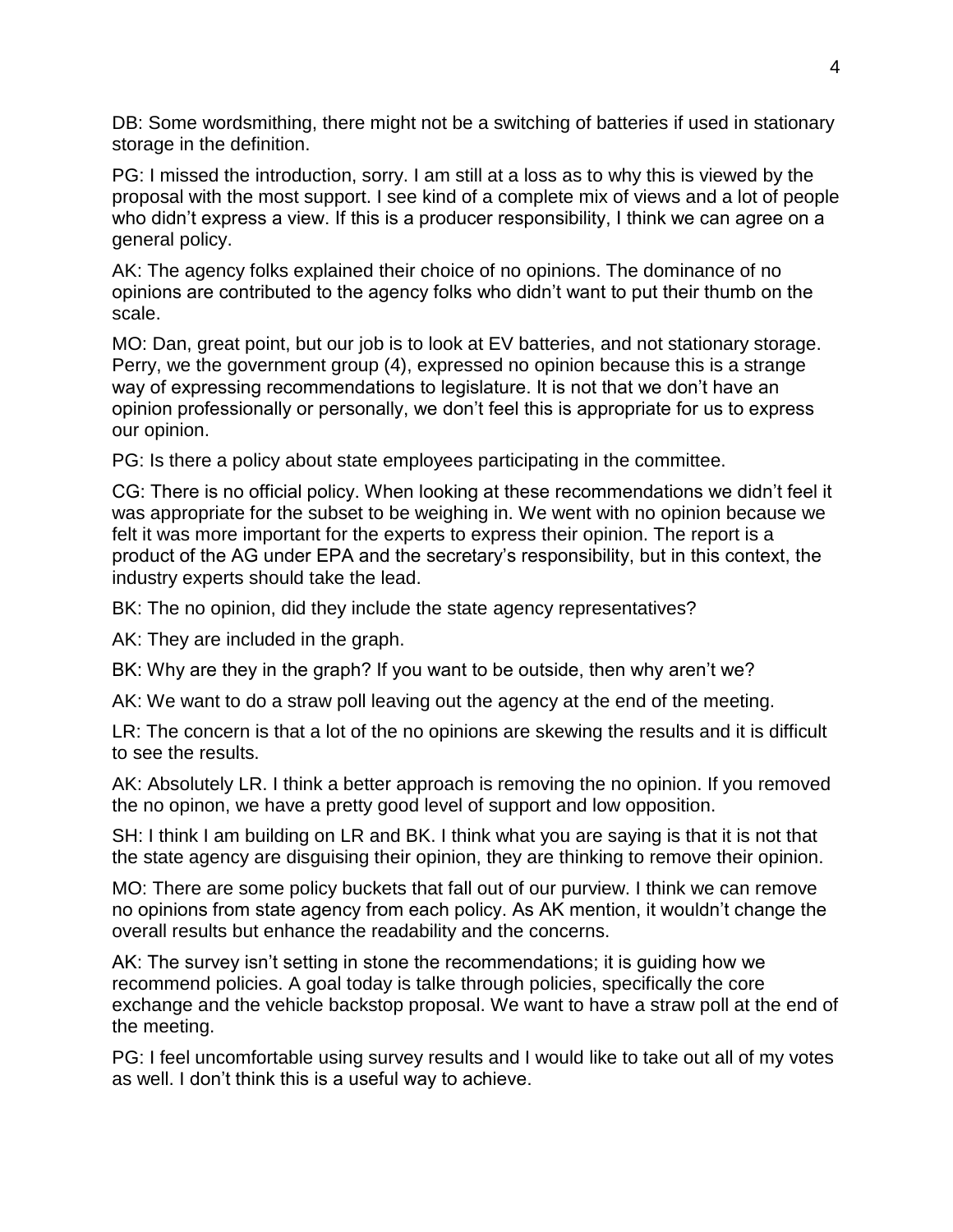DB: Some wordsmithing, there might not be a switching of batteries if used in stationary storage in the definition.

PG: I missed the introduction, sorry. I am still at a loss as to why this is viewed by the proposal with the most support. I see kind of a complete mix of views and a lot of people who didn't express a view. If this is a producer responsibility, I think we can agree on a general policy.

AK: The agency folks explained their choice of no opinions. The dominance of no opinions are contributed to the agency folks who didn't want to put their thumb on the scale.

MO: Dan, great point, but our job is to look at EV batteries, and not stationary storage. Perry, we the government group (4), expressed no opinion because this is a strange way of expressing recommendations to legislature. It is not that we don't have an opinion professionally or personally, we don't feel this is appropriate for us to express our opinion.

PG: Is there a policy about state employees participating in the committee.

CG: There is no official policy. When looking at these recommendations we didn't feel it was appropriate for the subset to be weighing in. We went with no opinion because we felt it was more important for the experts to express their opinion. The report is a product of the AG under EPA and the secretary's responsibility, but in this context, the industry experts should take the lead.

BK: The no opinion, did they include the state agency representatives?

AK: They are included in the graph.

BK: Why are they in the graph? If you want to be outside, then why aren't we?

AK: We want to do a straw poll leaving out the agency at the end of the meeting.

LR: The concern is that a lot of the no opinions are skewing the results and it is difficult to see the results.

AK: Absolutely LR. I think a better approach is removing the no opinion. If you removed the no opinon, we have a pretty good level of support and low opposition.

SH: I think I am building on LR and BK. I think what you are saying is that it is not that the state agency are disguising their opinion, they are thinking to remove their opinion.

MO: There are some policy buckets that fall out of our purview. I think we can remove no opinions from state agency from each policy. As AK mention, it wouldn't change the overall results but enhance the readability and the concerns.

AK: The survey isn't setting in stone the recommendations; it is guiding how we recommend policies. A goal today is talke through policies, specifically the core exchange and the vehicle backstop proposal. We want to have a straw poll at the end of the meeting.

PG: I feel uncomfortable using survey results and I would like to take out all of my votes as well. I don't think this is a useful way to achieve.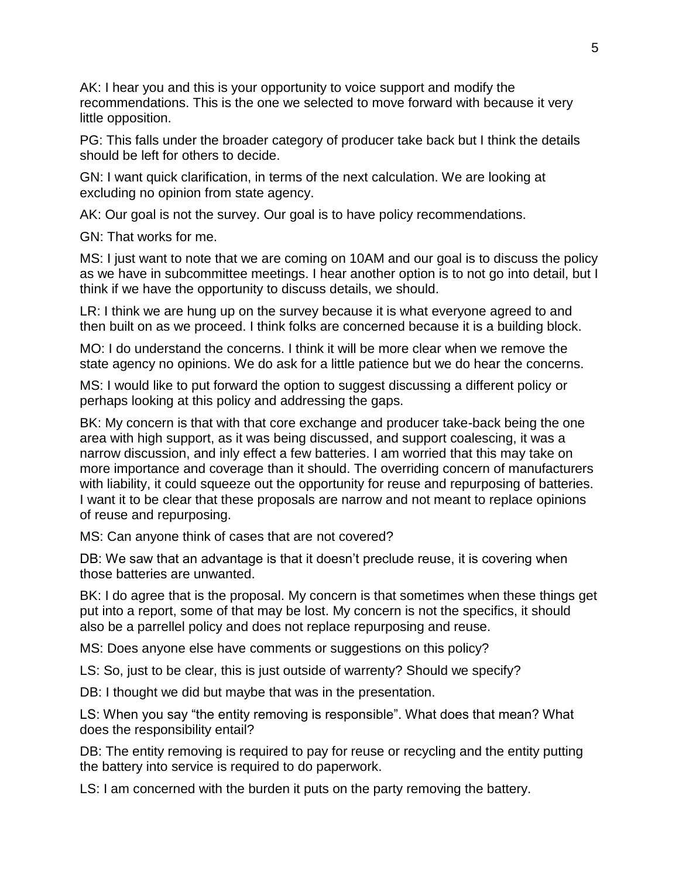AK: I hear you and this is your opportunity to voice support and modify the recommendations. This is the one we selected to move forward with because it very little opposition.

PG: This falls under the broader category of producer take back but I think the details should be left for others to decide.

GN: I want quick clarification, in terms of the next calculation. We are looking at excluding no opinion from state agency.

AK: Our goal is not the survey. Our goal is to have policy recommendations.

GN: That works for me.

MS: I just want to note that we are coming on 10AM and our goal is to discuss the policy as we have in subcommittee meetings. I hear another option is to not go into detail, but I think if we have the opportunity to discuss details, we should.

LR: I think we are hung up on the survey because it is what everyone agreed to and then built on as we proceed. I think folks are concerned because it is a building block.

MO: I do understand the concerns. I think it will be more clear when we remove the state agency no opinions. We do ask for a little patience but we do hear the concerns.

MS: I would like to put forward the option to suggest discussing a different policy or perhaps looking at this policy and addressing the gaps.

BK: My concern is that with that core exchange and producer take-back being the one area with high support, as it was being discussed, and support coalescing, it was a narrow discussion, and inly effect a few batteries. I am worried that this may take on more importance and coverage than it should. The overriding concern of manufacturers with liability, it could squeeze out the opportunity for reuse and repurposing of batteries. I want it to be clear that these proposals are narrow and not meant to replace opinions of reuse and repurposing.

MS: Can anyone think of cases that are not covered?

DB: We saw that an advantage is that it doesn't preclude reuse, it is covering when those batteries are unwanted.

BK: I do agree that is the proposal. My concern is that sometimes when these things get put into a report, some of that may be lost. My concern is not the specifics, it should also be a parrellel policy and does not replace repurposing and reuse.

MS: Does anyone else have comments or suggestions on this policy?

LS: So, just to be clear, this is just outside of warrenty? Should we specify?

DB: I thought we did but maybe that was in the presentation.

LS: When you say "the entity removing is responsible". What does that mean? What does the responsibility entail?

DB: The entity removing is required to pay for reuse or recycling and the entity putting the battery into service is required to do paperwork.

LS: I am concerned with the burden it puts on the party removing the battery.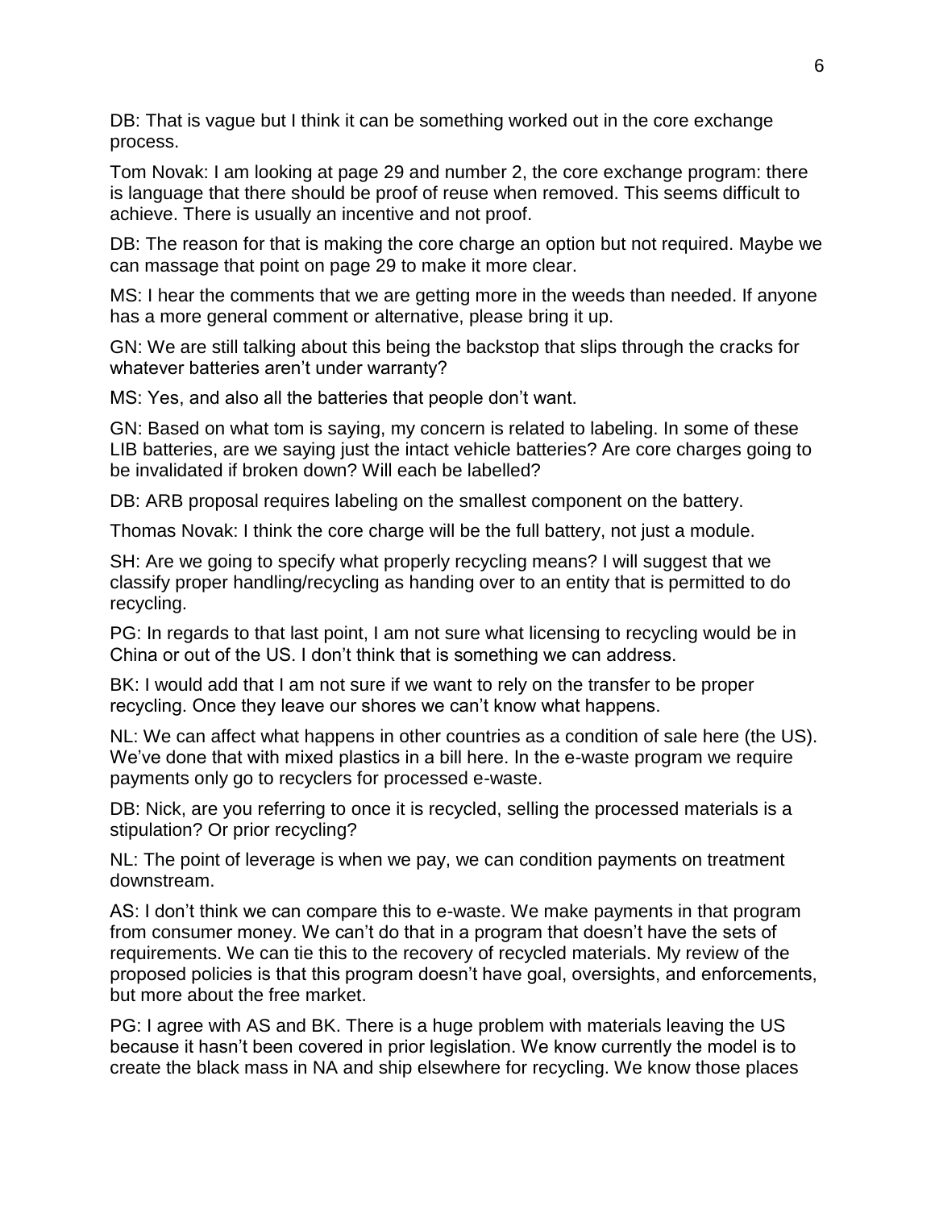DB: That is vague but I think it can be something worked out in the core exchange process.

Tom Novak: I am looking at page 29 and number 2, the core exchange program: there is language that there should be proof of reuse when removed. This seems difficult to achieve. There is usually an incentive and not proof.

DB: The reason for that is making the core charge an option but not required. Maybe we can massage that point on page 29 to make it more clear.

MS: I hear the comments that we are getting more in the weeds than needed. If anyone has a more general comment or alternative, please bring it up.

GN: We are still talking about this being the backstop that slips through the cracks for whatever batteries aren't under warranty?

MS: Yes, and also all the batteries that people don't want.

GN: Based on what tom is saying, my concern is related to labeling. In some of these LIB batteries, are we saying just the intact vehicle batteries? Are core charges going to be invalidated if broken down? Will each be labelled?

DB: ARB proposal requires labeling on the smallest component on the battery.

Thomas Novak: I think the core charge will be the full battery, not just a module.

SH: Are we going to specify what properly recycling means? I will suggest that we classify proper handling/recycling as handing over to an entity that is permitted to do recycling.

PG: In regards to that last point, I am not sure what licensing to recycling would be in China or out of the US. I don't think that is something we can address.

BK: I would add that I am not sure if we want to rely on the transfer to be proper recycling. Once they leave our shores we can't know what happens.

NL: We can affect what happens in other countries as a condition of sale here (the US). We've done that with mixed plastics in a bill here. In the e-waste program we require payments only go to recyclers for processed e-waste.

DB: Nick, are you referring to once it is recycled, selling the processed materials is a stipulation? Or prior recycling?

NL: The point of leverage is when we pay, we can condition payments on treatment downstream.

AS: I don't think we can compare this to e-waste. We make payments in that program from consumer money. We can't do that in a program that doesn't have the sets of requirements. We can tie this to the recovery of recycled materials. My review of the proposed policies is that this program doesn't have goal, oversights, and enforcements, but more about the free market.

PG: I agree with AS and BK. There is a huge problem with materials leaving the US because it hasn't been covered in prior legislation. We know currently the model is to create the black mass in NA and ship elsewhere for recycling. We know those places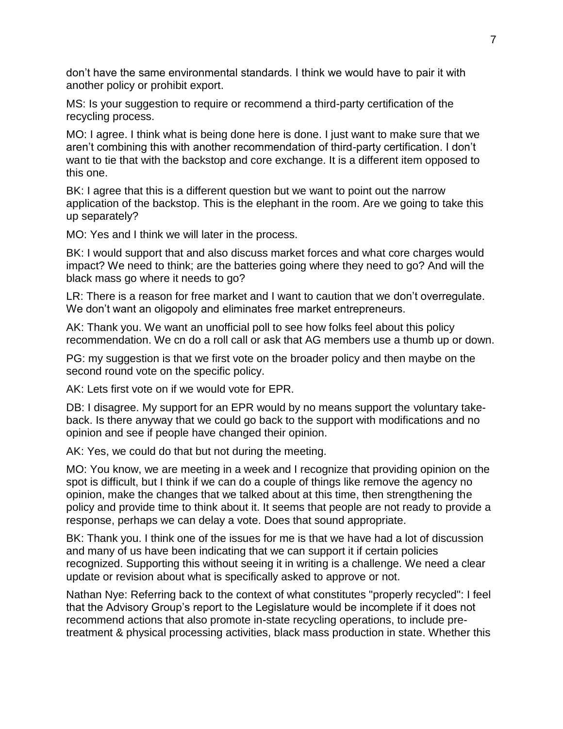don't have the same environmental standards. I think we would have to pair it with another policy or prohibit export.

MS: Is your suggestion to require or recommend a third-party certification of the recycling process.

MO: I agree. I think what is being done here is done. I just want to make sure that we aren't combining this with another recommendation of third-party certification. I don't want to tie that with the backstop and core exchange. It is a different item opposed to this one.

BK: I agree that this is a different question but we want to point out the narrow application of the backstop. This is the elephant in the room. Are we going to take this up separately?

MO: Yes and I think we will later in the process.

BK: I would support that and also discuss market forces and what core charges would impact? We need to think; are the batteries going where they need to go? And will the black mass go where it needs to go?

LR: There is a reason for free market and I want to caution that we don't overregulate. We don't want an oligopoly and eliminates free market entrepreneurs.

AK: Thank you. We want an unofficial poll to see how folks feel about this policy recommendation. We cn do a roll call or ask that AG members use a thumb up or down.

PG: my suggestion is that we first vote on the broader policy and then maybe on the second round vote on the specific policy.

AK: Lets first vote on if we would vote for EPR.

DB: I disagree. My support for an EPR would by no means support the voluntary take-back. Is there anyway that we could go back to the support with modifications and no opinion and see if people have changed their opinion.

AK: Yes, we could do that but not during the meeting.

MO: You know, we are meeting in a week and I recognize that providing opinion on the spot is difficult, but I think if we can do a couple of things like remove the agency no opinion, make the changes that we talked about at this time, then strengthening the policy and provide time to think about it. It seems that people are not ready to provide a response, perhaps we can delay a vote. Does that sound appropriate.

BK: Thank you. I think one of the issues for me is that we have had a lot of discussion and many of us have been indicating that we can support it if certain policies recognized. Supporting this without seeing it in writing is a challenge. We need a clear update or revision about what is specifically asked to approve or not.

Nathan Nye: Referring back to the context of what constitutes "properly recycled": I feel that the Advisory Group's report to the Legislature would be incomplete if it does not recommend actions that also promote in-state recycling operations, to include pre-treatment & physical processing activities, black mass production in state. Whether this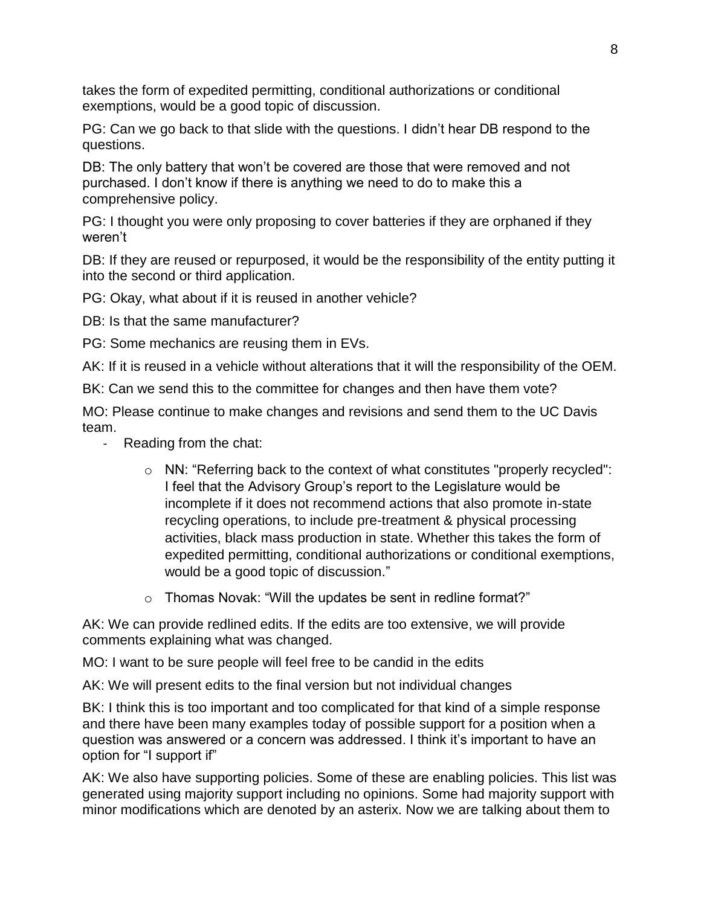takes the form of expedited permitting, conditional authorizations or conditional exemptions, would be a good topic of discussion.

PG: Can we go back to that slide with the questions. I didn't hear DB respond to the questions.

DB: The only battery that won't be covered are those that were removed and not purchased. I don't know if there is anything we need to do to make this a comprehensive policy.

PG: I thought you were only proposing to cover batteries if they are orphaned if they weren't

DB: If they are reused or repurposed, it would be the responsibility of the entity putting it into the second or third application.

PG: Okay, what about if it is reused in another vehicle?

DB: Is that the same manufacturer?

PG: Some mechanics are reusing them in EVs.

AK: If it is reused in a vehicle without alterations that it will the responsibility of the OEM.

BK: Can we send this to the committee for changes and then have them vote?

MO: Please continue to make changes and revisions and send them to the UC Davis team.

- Reading from the chat:
  - NN: "Referring back to the context of what constitutes "properly recycled": I feel that the Advisory Group's report to the Legislature would be incomplete if it does not recommend actions that also promote in-state recycling operations, to include pre-treatment & physical processing activities, black mass production in state. Whether this takes the form of expedited permitting, conditional authorizations or conditional exemptions, would be a good topic of discussion."
  - Thomas Novak: "Will the updates be sent in redline format?"

AK: We can provide redlined edits. If the edits are too extensive, we will provide comments explaining what was changed.

MO: I want to be sure people will feel free to be candid in the edits

AK: We will present edits to the final version but not individual changes

BK: I think this is too important and too complicated for that kind of a simple response and there have been many examples today of possible support for a position when a question was answered or a concern was addressed. I think it's important to have an option for "I support if"

AK: We also have supporting policies. Some of these are enabling policies. This list was generated using majority support including no opinions. Some had majority support with minor modifications which are denoted by an asterix. Now we are talking about them to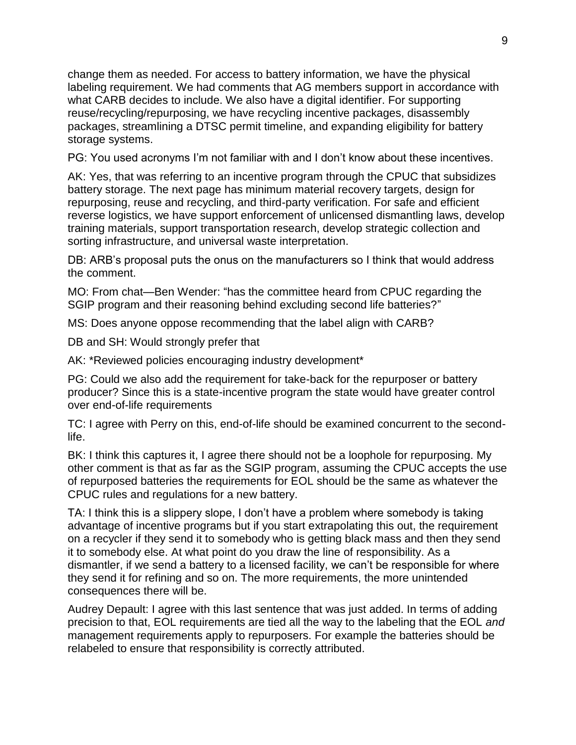change them as needed. For access to battery information, we have the physical labeling requirement. We had comments that AG members support in accordance with what CARB decides to include. We also have a digital identifier. For supporting reuse/recycling/repurposing, we have recycling incentive packages, disassembly packages, streamlining a DTSC permit timeline, and expanding eligibility for battery storage systems.

PG: You used acronyms I'm not familiar with and I don't know about these incentives.

AK: Yes, that was referring to an incentive program through the CPUC that subsidizes battery storage. The next page has minimum material recovery targets, design for repurposing, reuse and recycling, and third-party verification. For safe and efficient reverse logistics, we have support enforcement of unlicensed dismantling laws, develop training materials, support transportation research, develop strategic collection and sorting infrastructure, and universal waste interpretation.

DB: ARB's proposal puts the onus on the manufacturers so I think that would address the comment.

MO: From chat—Ben Wender: "has the committee heard from CPUC regarding the SGIP program and their reasoning behind excluding second life batteries?"

MS: Does anyone oppose recommending that the label align with CARB?

DB and SH: Would strongly prefer that

AK: *Reviewed policies encouraging industry development*

PG: Could we also add the requirement for take-back for the repurposer or battery producer? Since this is a state-incentive program the state would have greater control over end-of-life requirements

TC: I agree with Perry on this, end-of-life should be examined concurrent to the second-life.

BK: I think this captures it, I agree there should not be a loophole for repurposing. My other comment is that as far as the SGIP program, assuming the CPUC accepts the use of repurposed batteries the requirements for EOL should be the same as whatever the CPUC rules and regulations for a new battery.

TA: I think this is a slippery slope, I don't have a problem where somebody is taking advantage of incentive programs but if you start extrapolating this out, the requirement on a recycler if they send it to somebody who is getting black mass and then they send it to somebody else. At what point do you draw the line of responsibility. As a dismantler, if we send a battery to a licensed facility, we can't be responsible for where they send it for refining and so on. The more requirements, the more unintended consequences there will be.

Audrey Depault: I agree with this last sentence that was just added. In terms of adding precision to that, EOL requirements are tied all the way to the labeling that the EOL *and* management requirements apply to repurposers. For example the batteries should be relabeled to ensure that responsibility is correctly attributed.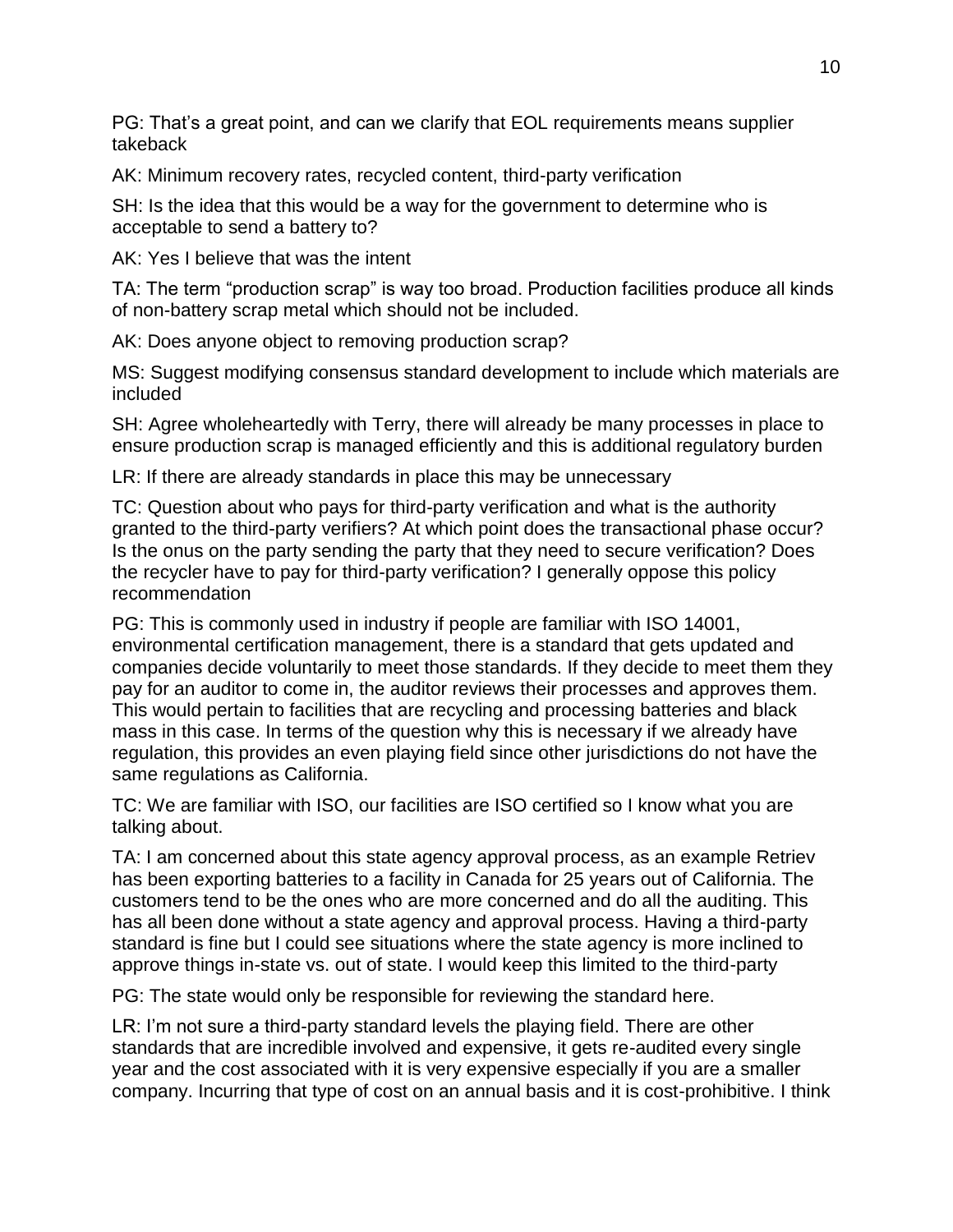PG: That’s a great point, and can we clarify that EOL requirements means supplier takeback

AK: Minimum recovery rates, recycled content, third-party verification

SH: Is the idea that this would be a way for the government to determine who is acceptable to send a battery to?

AK: Yes I believe that was the intent

TA: The term “production scrap” is way too broad. Production facilities produce all kinds of non-battery scrap metal which should not be included.

AK: Does anyone object to removing production scrap?

MS: Suggest modifying consensus standard development to include which materials are included

SH: Agree wholeheartedly with Terry, there will already be many processes in place to ensure production scrap is managed efficiently and this is additional regulatory burden

LR: If there are already standards in place this may be unnecessary

TC: Question about who pays for third-party verification and what is the authority granted to the third-party verifiers? At which point does the transactional phase occur? Is the onus on the party sending the party that they need to secure verification? Does the recycler have to pay for third-party verification? I generally oppose this policy recommendation

PG: This is commonly used in industry if people are familiar with ISO 14001, environmental certification management, there is a standard that gets updated and companies decide voluntarily to meet those standards. If they decide to meet them they pay for an auditor to come in, the auditor reviews their processes and approves them. This would pertain to facilities that are recycling and processing batteries and black mass in this case. In terms of the question why this is necessary if we already have regulation, this provides an even playing field since other jurisdictions do not have the same regulations as California.

TC: We are familiar with ISO, our facilities are ISO certified so I know what you are talking about.

TA: I am concerned about this state agency approval process, as an example Retriev has been exporting batteries to a facility in Canada for 25 years out of California. The customers tend to be the ones who are more concerned and do all the auditing. This has all been done without a state agency and approval process. Having a third-party standard is fine but I could see situations where the state agency is more inclined to approve things in-state vs. out of state. I would keep this limited to the third-party

PG: The state would only be responsible for reviewing the standard here.

LR: I’m not sure a third-party standard levels the playing field. There are other standards that are incredible involved and expensive, it gets re-audited every single year and the cost associated with it is very expensive especially if you are a smaller company. Incurring that type of cost on an annual basis and it is cost-prohibitive. I think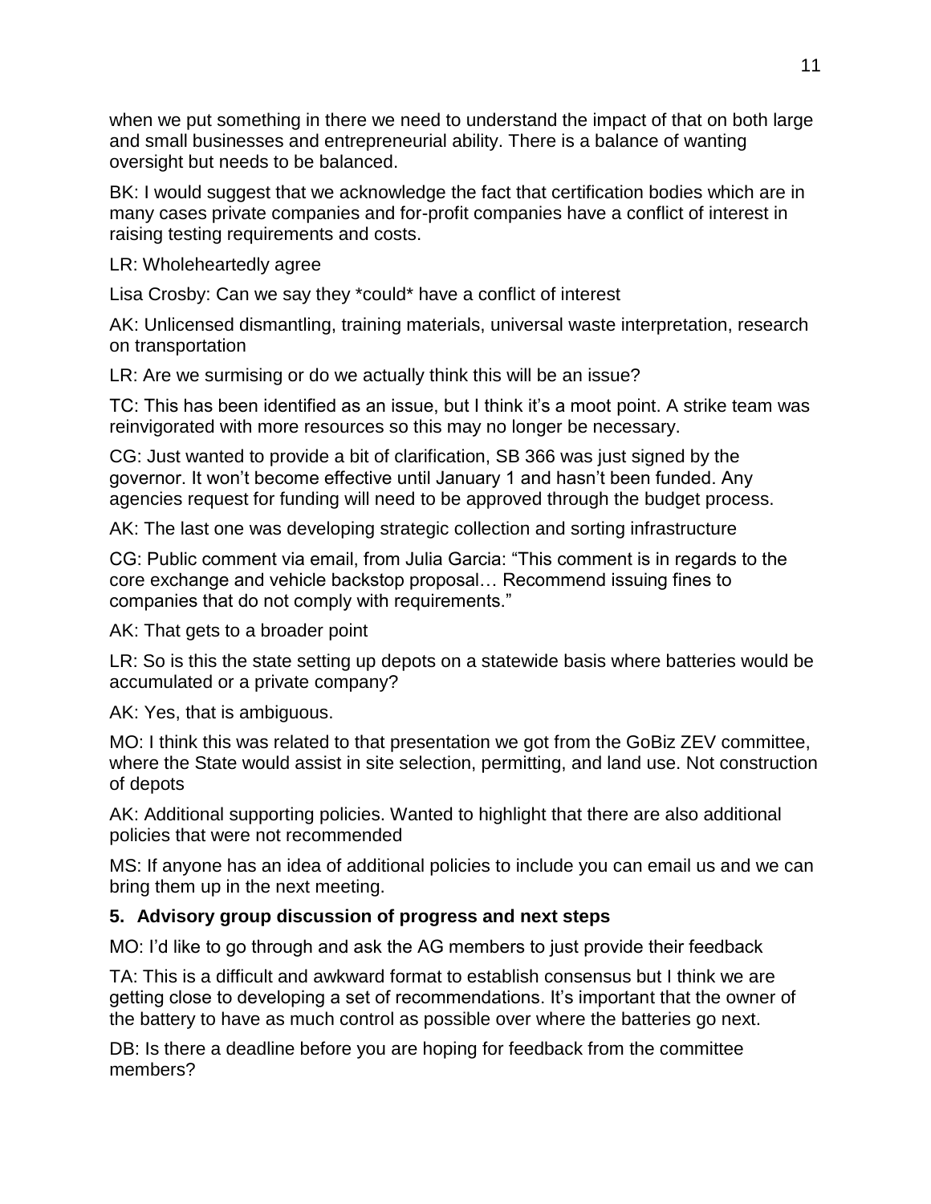when we put something in there we need to understand the impact of that on both large and small businesses and entrepreneurial ability. There is a balance of wanting oversight but needs to be balanced.

BK: I would suggest that we acknowledge the fact that certification bodies which are in many cases private companies and for-profit companies have a conflict of interest in raising testing requirements and costs.

LR: Wholeheartedly agree

Lisa Crosby: Can we say they *could* have a conflict of interest

AK: Unlicensed dismantling, training materials, universal waste interpretation, research on transportation

LR: Are we surmising or do we actually think this will be an issue?

TC: This has been identified as an issue, but I think it's a moot point. A strike team was reinvigorated with more resources so this may no longer be necessary.

CG: Just wanted to provide a bit of clarification, SB 366 was just signed by the governor. It won't become effective until January 1 and hasn't been funded. Any agencies request for funding will need to be approved through the budget process.

AK: The last one was developing strategic collection and sorting infrastructure

CG: Public comment via email, from Julia Garcia: "This comment is in regards to the core exchange and vehicle backstop proposal… Recommend issuing fines to companies that do not comply with requirements."

AK: That gets to a broader point

LR: So is this the state setting up depots on a statewide basis where batteries would be accumulated or a private company?

AK: Yes, that is ambiguous.

MO: I think this was related to that presentation we got from the GoBiz ZEV committee, where the State would assist in site selection, permitting, and land use. Not construction of depots

AK: Additional supporting policies. Wanted to highlight that there are also additional policies that were not recommended

MS: If anyone has an idea of additional policies to include you can email us and we can bring them up in the next meeting.

### 5. Advisory group discussion of progress and next steps

MO: I'd like to go through and ask the AG members to just provide their feedback

TA: This is a difficult and awkward format to establish consensus but I think we are getting close to developing a set of recommendations. It's important that the owner of the battery to have as much control as possible over where the batteries go next.

DB: Is there a deadline before you are hoping for feedback from the committee members?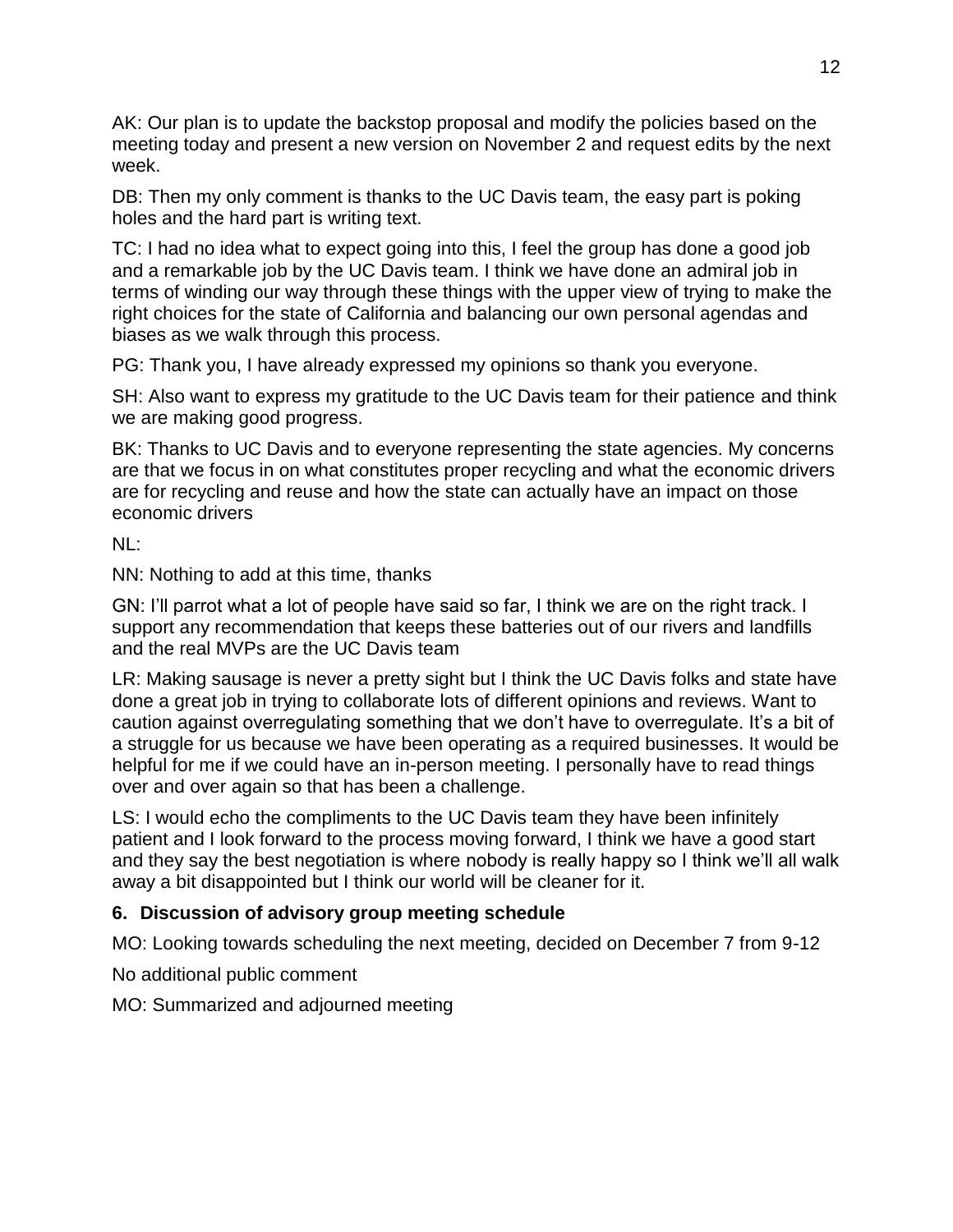AK: Our plan is to update the backstop proposal and modify the policies based on the meeting today and present a new version on November 2 and request edits by the next week.

DB: Then my only comment is thanks to the UC Davis team, the easy part is poking holes and the hard part is writing text.

TC: I had no idea what to expect going into this, I feel the group has done a good job and a remarkable job by the UC Davis team. I think we have done an admiral job in terms of winding our way through these things with the upper view of trying to make the right choices for the state of California and balancing our own personal agendas and biases as we walk through this process.

PG: Thank you, I have already expressed my opinions so thank you everyone.

SH: Also want to express my gratitude to the UC Davis team for their patience and think we are making good progress.

BK: Thanks to UC Davis and to everyone representing the state agencies. My concerns are that we focus in on what constitutes proper recycling and what the economic drivers are for recycling and reuse and how the state can actually have an impact on those economic drivers

NL:

NN: Nothing to add at this time, thanks

GN: I'll parrot what a lot of people have said so far, I think we are on the right track. I support any recommendation that keeps these batteries out of our rivers and landfills and the real MVPs are the UC Davis team

LR: Making sausage is never a pretty sight but I think the UC Davis folks and state have done a great job in trying to collaborate lots of different opinions and reviews. Want to caution against overregulating something that we don't have to overregulate. It's a bit of a struggle for us because we have been operating as a required businesses. It would be helpful for me if we could have an in-person meeting. I personally have to read things over and over again so that has been a challenge.

LS: I would echo the compliments to the UC Davis team they have been infinitely patient and I look forward to the process moving forward, I think we have a good start and they say the best negotiation is where nobody is really happy so I think we'll all walk away a bit disappointed but I think our world will be cleaner for it.

### 6. Discussion of advisory group meeting schedule

MO: Looking towards scheduling the next meeting, decided on December 7 from 9-12

No additional public comment

MO: Summarized and adjourned meeting